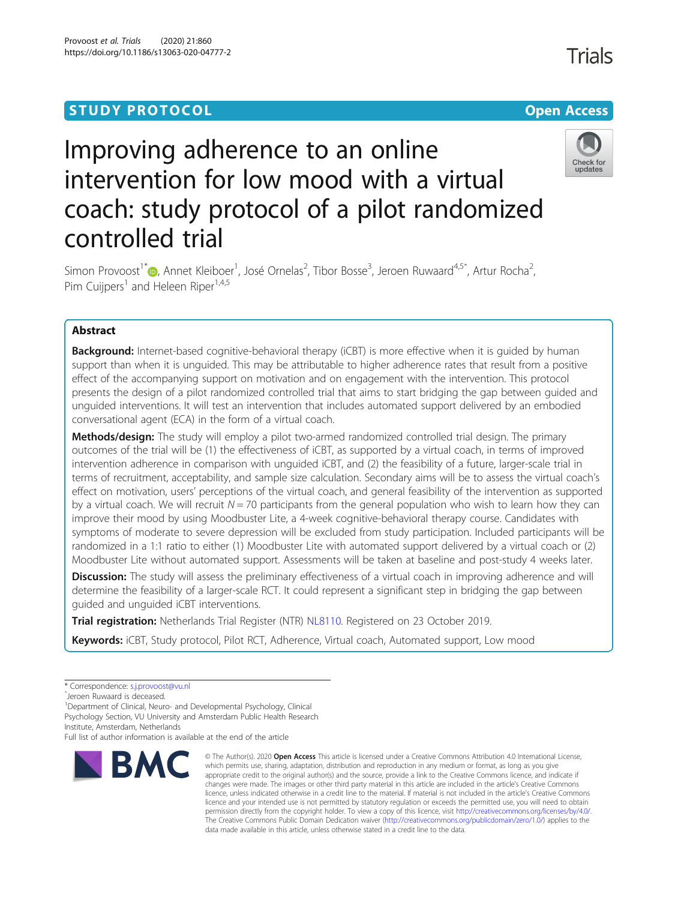STUDY PROTOCOL

Open Access

# Improving adherence to an online intervention for low mood with a virtual coach: study protocol of a pilot randomized controlled trial

Simon Provoost[1*], Annet Kleiboer[1], José Ornelas[2], Tibor Bosse[3], Jeroen Ruwaard[4,5^], Artur Rocha[2], Pim Cuijpers[1] and Heleen Riper[1,4,5]

## Abstract

**Background:** Internet-based cognitive-behavioral therapy (iCBT) is more effective when it is guided by human support than when it is unguided. This may be attributable to higher adherence rates that result from a positive effect of the accompanying support on motivation and on engagement with the intervention. This protocol presents the design of a pilot randomized controlled trial that aims to start bridging the gap between guided and unguided interventions. It will test an intervention that includes automated support delivered by an embodied conversational agent (ECA) in the form of a virtual coach.

**Methods/design:** The study will employ a pilot two-armed randomized controlled trial design. The primary outcomes of the trial will be (1) the effectiveness of iCBT, as supported by a virtual coach, in terms of improved intervention adherence in comparison with unguided iCBT, and (2) the feasibility of a future, larger-scale trial in terms of recruitment, acceptability, and sample size calculation. Secondary aims will be to assess the virtual coach's effect on motivation, users' perceptions of the virtual coach, and general feasibility of the intervention as supported by a virtual coach. We will recruit $N = 70$ participants from the general population who wish to learn how they can improve their mood by using Moodbuster Lite, a 4-week cognitive-behavioral therapy course. Candidates with symptoms of moderate to severe depression will be excluded from study participation. Included participants will be randomized in a 1:1 ratio to either (1) Moodbuster Lite with automated support delivered by a virtual coach or (2) Moodbuster Lite without automated support. Assessments will be taken at baseline and post-study 4 weeks later.

**Discussion:** The study will assess the preliminary effectiveness of a virtual coach in improving adherence and will determine the feasibility of a larger-scale RCT. It could represent a significant step in bridging the gap between guided and unguided iCBT interventions.

**Trial registration:** Netherlands Trial Register (NTR) NL8110. Registered on 23 October 2019.

**Keywords:** iCBT, Study protocol, Pilot RCT, Adherence, Virtual coach, Automated support, Low mood

\* Correspondence: s.j.provoost@vu.nl
^Jeroen Ruwaard is deceased.
[1]Department of Clinical, Neuro- and Developmental Psychology, Clinical Psychology Section, VU University and Amsterdam Public Health Research Institute, Amsterdam, Netherlands
Full list of author information is available at the end of the article

© The Author(s). 2020 **Open Access** This article is licensed under a Creative Commons Attribution 4.0 International License, which permits use, sharing, adaptation, distribution and reproduction in any medium or format, as long as you give appropriate credit to the original author(s) and the source, provide a link to the Creative Commons licence, and indicate if changes were made. The images or other third party material in this article are included in the article's Creative Commons licence, unless indicated otherwise in a credit line to the material. If material is not included in the article's Creative Commons licence and your intended use is not permitted by statutory regulation or exceeds the permitted use, you will need to obtain permission directly from the copyright holder. To view a copy of this licence, visit http://creativecommons.org/licenses/by/4.0/. The Creative Commons Public Domain Dedication waiver (http://creativecommons.org/publicdomain/zero/1.0/) applies to the data made available in this article, unless otherwise stated in a credit line to the data.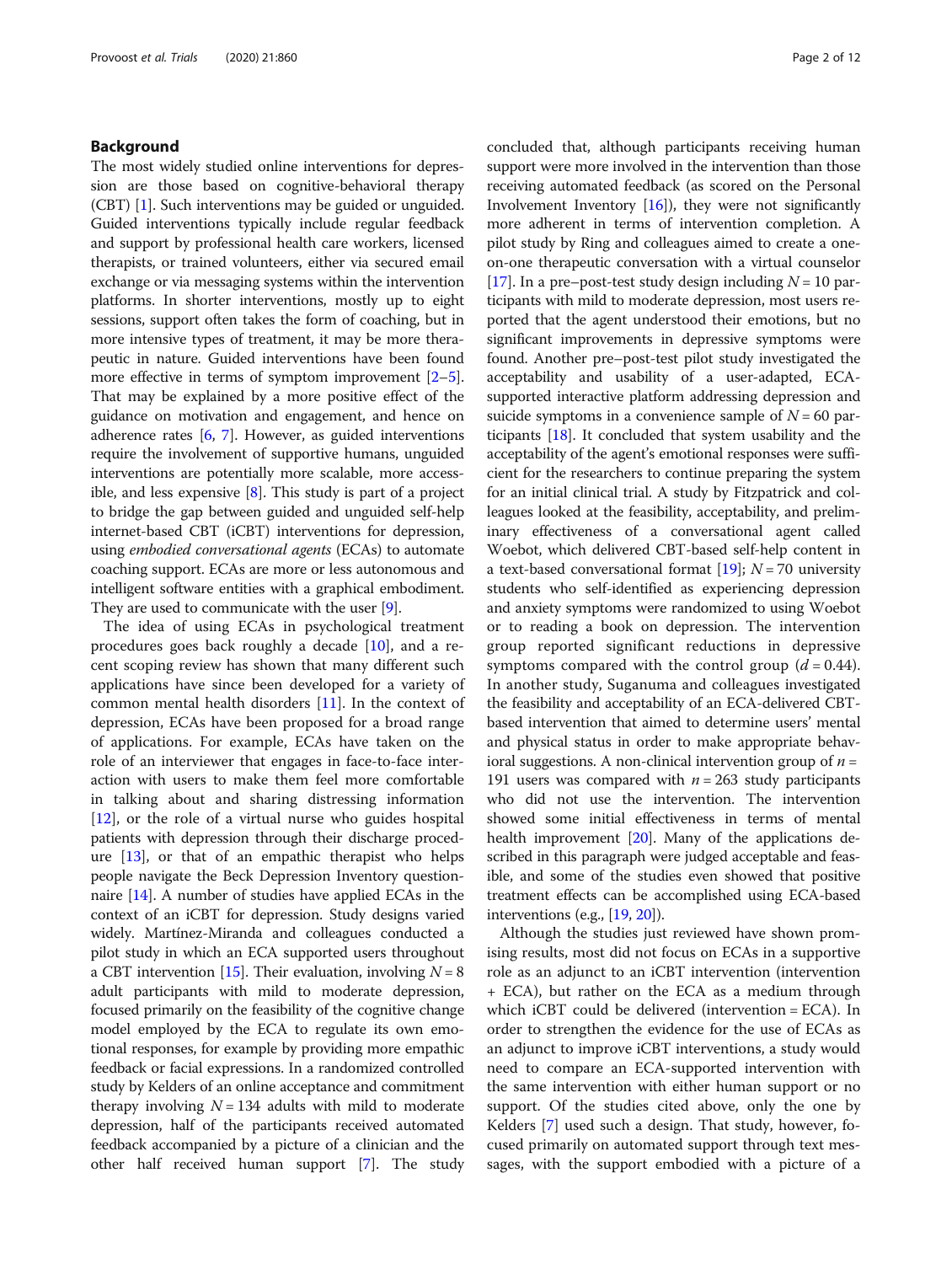## Background

The most widely studied online interventions for depression are those based on cognitive-behavioral therapy (CBT) [1]. Such interventions may be guided or unguided. Guided interventions typically include regular feedback and support by professional health care workers, licensed therapists, or trained volunteers, either via secured email exchange or via messaging systems within the intervention platforms. In shorter interventions, mostly up to eight sessions, support often takes the form of coaching, but in more intensive types of treatment, it may be more therapeutic in nature. Guided interventions have been found more effective in terms of symptom improvement [2–5]. That may be explained by a more positive effect of the guidance on motivation and engagement, and hence on adherence rates [6, 7]. However, as guided interventions require the involvement of supportive humans, unguided interventions are potentially more scalable, more accessible, and less expensive [8]. This study is part of a project to bridge the gap between guided and unguided self-help internet-based CBT (iCBT) interventions for depression, using *embodied conversational agents* (ECAs) to automate coaching support. ECAs are more or less autonomous and intelligent software entities with a graphical embodiment. They are used to communicate with the user [9].

The idea of using ECAs in psychological treatment procedures goes back roughly a decade [10], and a recent scoping review has shown that many different such applications have since been developed for a variety of common mental health disorders [11]. In the context of depression, ECAs have been proposed for a broad range of applications. For example, ECAs have taken on the role of an interviewer that engages in face-to-face interaction with users to make them feel more comfortable in talking about and sharing distressing information [12], or the role of a virtual nurse who guides hospital patients with depression through their discharge procedure [13], or that of an empathic therapist who helps people navigate the Beck Depression Inventory questionnaire [14]. A number of studies have applied ECAs in the context of an iCBT for depression. Study designs varied widely. Martínez-Miranda and colleagues conducted a pilot study in which an ECA supported users throughout a CBT intervention [15]. Their evaluation, involving $N = 8$ adult participants with mild to moderate depression, focused primarily on the feasibility of the cognitive change model employed by the ECA to regulate its own emotional responses, for example by providing more empathic feedback or facial expressions. In a randomized controlled study by Kelders of an online acceptance and commitment therapy involving $N = 134$ adults with mild to moderate depression, half of the participants received automated feedback accompanied by a picture of a clinician and the other half received human support [7]. The study concluded that, although participants receiving human support were more involved in the intervention than those receiving automated feedback (as scored on the Personal Involvement Inventory [16]), they were not significantly more adherent in terms of intervention completion. A pilot study by Ring and colleagues aimed to create a one-on-one therapeutic conversation with a virtual counselor [17]. In a pre–post-test study design including $N = 10$ participants with mild to moderate depression, most users reported that the agent understood their emotions, but no significant improvements in depressive symptoms were found. Another pre–post-test pilot study investigated the acceptability and usability of a user-adapted, ECA-supported interactive platform addressing depression and suicide symptoms in a convenience sample of $N = 60$ participants [18]. It concluded that system usability and the acceptability of the agent's emotional responses were sufficient for the researchers to continue preparing the system for an initial clinical trial. A study by Fitzpatrick and colleagues looked at the feasibility, acceptability, and preliminary effectiveness of a conversational agent called Woebot, which delivered CBT-based self-help content in a text-based conversational format [19]; $N = 70$ university students who self-identified as experiencing depression and anxiety symptoms were randomized to using Woebot or to reading a book on depression. The intervention group reported significant reductions in depressive symptoms compared with the control group ($d = 0.44$). In another study, Suganuma and colleagues investigated the feasibility and acceptability of an ECA-delivered CBT-based intervention that aimed to determine users' mental and physical status in order to make appropriate behavioral suggestions. A non-clinical intervention group of $n = 191$ users was compared with $n = 263$ study participants who did not use the intervention. The intervention showed some initial effectiveness in terms of mental health improvement [20]. Many of the applications described in this paragraph were judged acceptable and feasible, and some of the studies even showed that positive treatment effects can be accomplished using ECA-based interventions (e.g., [19, 20]).

Although the studies just reviewed have shown promising results, most did not focus on ECAs in a supportive role as an adjunct to an iCBT intervention (intervention + ECA), but rather on the ECA as a medium through which iCBT could be delivered (intervention = ECA). In order to strengthen the evidence for the use of ECAs as an adjunct to improve iCBT interventions, a study would need to compare an ECA-supported intervention with the same intervention with either human support or no support. Of the studies cited above, only the one by Kelders [7] used such a design. That study, however, focused primarily on automated support through text messages, with the support embodied with a picture of a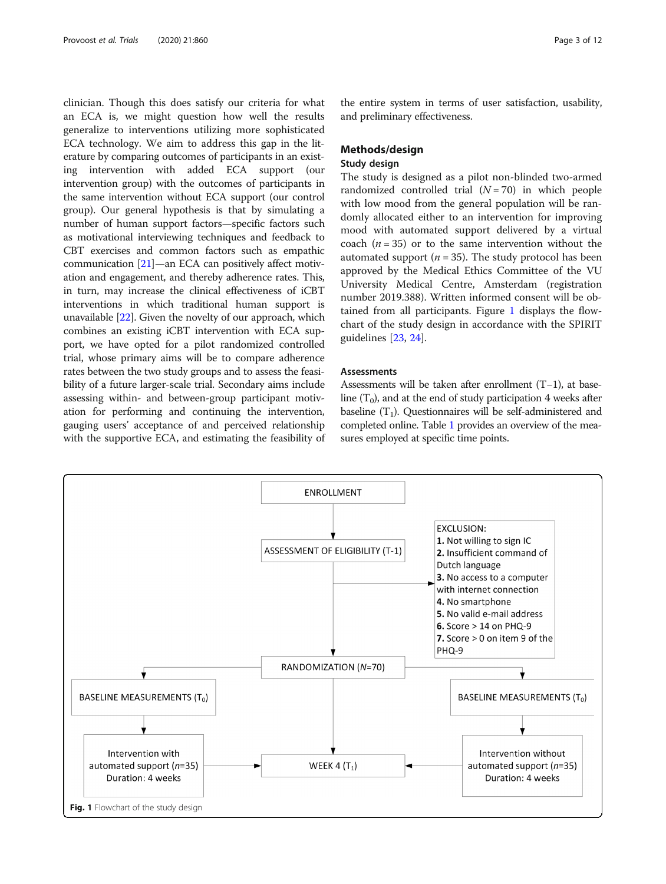clinician. Though this does satisfy our criteria for what an ECA is, we might question how well the results generalize to interventions utilizing more sophisticated ECA technology. We aim to address this gap in the literature by comparing outcomes of participants in an existing intervention with added ECA support (our intervention group) with the outcomes of participants in the same intervention without ECA support (our control group). Our general hypothesis is that by simulating a number of human support factors—specific factors such as motivational interviewing techniques and feedback to CBT exercises and common factors such as empathic communication [21]—an ECA can positively affect motivation and engagement, and thereby adherence rates. This, in turn, may increase the clinical effectiveness of iCBT interventions in which traditional human support is unavailable [22]. Given the novelty of our approach, which combines an existing iCBT intervention with ECA support, we have opted for a pilot randomized controlled trial, whose primary aims will be to compare adherence rates between the two study groups and to assess the feasibility of a future larger-scale trial. Secondary aims include assessing within- and between-group participant motivation for performing and continuing the intervention, gauging users' acceptance of and perceived relationship with the supportive ECA, and estimating the feasibility of the entire system in terms of user satisfaction, usability, and preliminary effectiveness.

## Methods/design

### Study design

The study is designed as a pilot non-blinded two-armed randomized controlled trial ($N = 70$) in which people with low mood from the general population will be randomly allocated either to an intervention for improving mood with automated support delivered by a virtual coach ($n = 35$) or to the same intervention without the automated support ($n = 35$). The study protocol has been approved by the Medical Ethics Committee of the VU University Medical Centre, Amsterdam (registration number 2019.388). Written informed consent will be obtained from all participants. Figure 1 displays the flowchart of the study design in accordance with the SPIRIT guidelines [23, 24].

### Assessments

Assessments will be taken after enrollment ($T_{-1}$), at baseline ($T_0$), and at the end of study participation 4 weeks after baseline ($T_1$). Questionnaires will be self-administered and completed online. Table 1 provides an overview of the measures employed at specific time points.

ENROLLMENT

ASSESSMENT OF ELIGIBILITY (T-1)

EXCLUSION:
1. Not willing to sign IC
2. Insufficient command of Dutch language
3. No access to a computer with internet connection
4. No smartphone
5. No valid e-mail address
6. Score > 14 on PHQ-9
7. Score > 0 on item 9 of the PHQ-9

RANDOMIZATION ($N$=70)

BASELINE MEASUREMENTS ($T_0$) | BASELINE MEASUREMENTS ($T_0$)

Intervention with automated support ($n$=35) Duration: 4 weeks | Intervention without automated support ($n$=35) Duration: 4 weeks

WEEK 4 ($T_1$)

**Fig. 1** Flowchart of the study design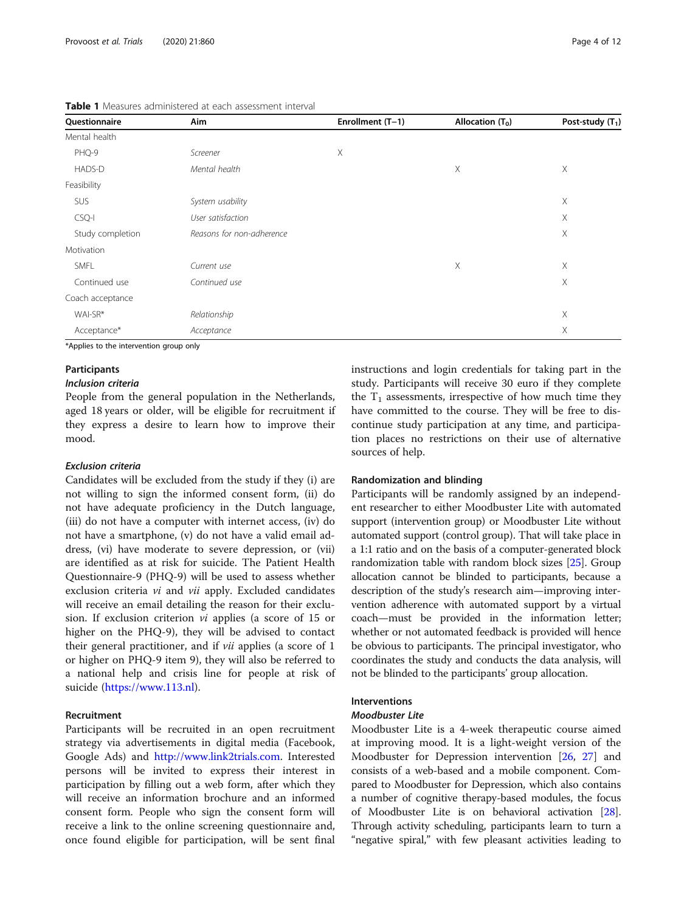**Table 1** Measures administered at each assessment interval

| Questionnaire | Aim | Enrollment (T−1) | Allocation ($T_0$) | Post-study ($T_1$) |
|---|---|---|---|---|
| Mental health | | | | |
| PHQ-9 | *Screener* | X | | |
| HADS-D | *Mental health* | | X | X |
| Feasibility | | | | |
| SUS | *System usability* | | | X |
| CSQ-I | *User satisfaction* | | | X |
| Study completion | *Reasons for non-adherence* | | | X |
| Motivation | | | | |
| SMFL | *Current use* | | X | X |
| Continued use | *Continued use* | | | X |
| Coach acceptance | | | | |
| WAI-SR* | *Relationship* | | | X |
| Acceptance* | *Acceptance* | | | X |

*Applies to the intervention group only

## Participants

### Inclusion criteria

People from the general population in the Netherlands, aged 18 years or older, will be eligible for recruitment if they express a desire to learn how to improve their mood.

### Exclusion criteria

Candidates will be excluded from the study if they (i) are not willing to sign the informed consent form, (ii) do not have adequate proficiency in the Dutch language, (iii) do not have a computer with internet access, (iv) do not have a smartphone, (v) do not have a valid email address, (vi) have moderate to severe depression, or (vii) are identified as at risk for suicide. The Patient Health Questionnaire-9 (PHQ-9) will be used to assess whether exclusion criteria *vi* and *vii* apply. Excluded candidates will receive an email detailing the reason for their exclusion. If exclusion criterion *vi* applies (a score of 15 or higher on the PHQ-9), they will be advised to contact their general practitioner, and if *vii* applies (a score of 1 or higher on PHQ-9 item 9), they will also be referred to a national help and crisis line for people at risk of suicide (https://www.113.nl).

## Recruitment

Participants will be recruited in an open recruitment strategy via advertisements in digital media (Facebook, Google Ads) and http://www.link2trials.com. Interested persons will be invited to express their interest in participation by filling out a web form, after which they will receive an information brochure and an informed consent form. People who sign the consent form will receive a link to the online screening questionnaire and, once found eligible for participation, will be sent final instructions and login credentials for taking part in the study. Participants will receive 30 euro if they complete the $T_1$ assessments, irrespective of how much time they have committed to the course. They will be free to discontinue study participation at any time, and participation places no restrictions on their use of alternative sources of help.

## Randomization and blinding

Participants will be randomly assigned by an independent researcher to either Moodbuster Lite with automated support (intervention group) or Moodbuster Lite without automated support (control group). That will take place in a 1:1 ratio and on the basis of a computer-generated block randomization table with random block sizes [25]. Group allocation cannot be blinded to participants, because a description of the study's research aim—improving intervention adherence with automated support by a virtual coach—must be provided in the information letter; whether or not automated feedback is provided will hence be obvious to participants. The principal investigator, who coordinates the study and conducts the data analysis, will not be blinded to the participants' group allocation.

## Interventions

### Moodbuster Lite

Moodbuster Lite is a 4-week therapeutic course aimed at improving mood. It is a light-weight version of the Moodbuster for Depression intervention [26, 27] and consists of a web-based and a mobile component. Compared to Moodbuster for Depression, which also contains a number of cognitive therapy-based modules, the focus of Moodbuster Lite is on behavioral activation [28]. Through activity scheduling, participants learn to turn a "negative spiral," with few pleasant activities leading to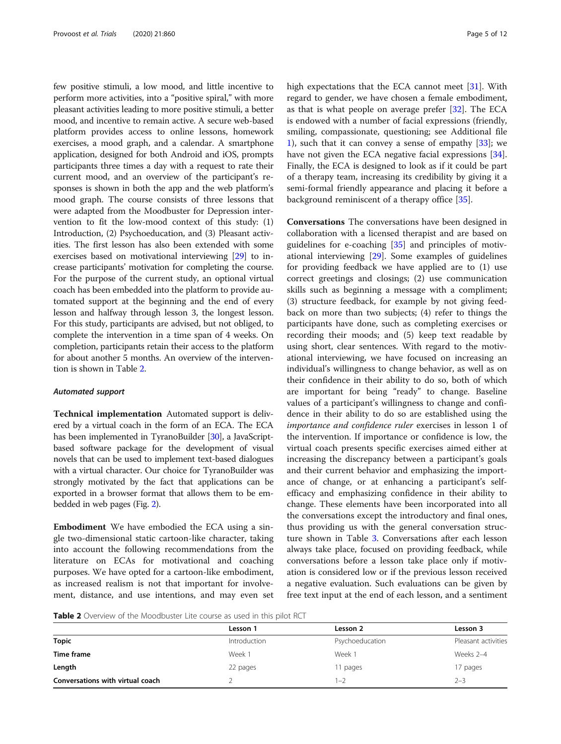few positive stimuli, a low mood, and little incentive to perform more activities, into a "positive spiral," with more pleasant activities leading to more positive stimuli, a better mood, and incentive to remain active. A secure web-based platform provides access to online lessons, homework exercises, a mood graph, and a calendar. A smartphone application, designed for both Android and iOS, prompts participants three times a day with a request to rate their current mood, and an overview of the participant's responses is shown in both the app and the web platform's mood graph. The course consists of three lessons that were adapted from the Moodbuster for Depression intervention to fit the low-mood context of this study: (1) Introduction, (2) Psychoeducation, and (3) Pleasant activities. The first lesson has also been extended with some exercises based on motivational interviewing [29] to increase participants' motivation for completing the course. For the purpose of the current study, an optional virtual coach has been embedded into the platform to provide automated support at the beginning and the end of every lesson and halfway through lesson 3, the longest lesson. For this study, participants are advised, but not obliged, to complete the intervention in a time span of 4 weeks. On completion, participants retain their access to the platform for about another 5 months. An overview of the intervention is shown in Table 2.

#### *Automated support*

**Technical implementation** Automated support is delivered by a virtual coach in the form of an ECA. The ECA has been implemented in TyranoBuilder [30], a JavaScript-based software package for the development of visual novels that can be used to implement text-based dialogues with a virtual character. Our choice for TyranoBuilder was strongly motivated by the fact that applications can be exported in a browser format that allows them to be embedded in web pages (Fig. 2).

**Embodiment** We have embodied the ECA using a single two-dimensional static cartoon-like character, taking into account the following recommendations from the literature on ECAs for motivational and coaching purposes. We have opted for a cartoon-like embodiment, as increased realism is not that important for involvement, distance, and use intentions, and may even set high expectations that the ECA cannot meet [31]. With regard to gender, we have chosen a female embodiment, as that is what people on average prefer [32]. The ECA is endowed with a number of facial expressions (friendly, smiling, compassionate, questioning; see Additional file 1), such that it can convey a sense of empathy [33]; we have not given the ECA negative facial expressions [34]. Finally, the ECA is designed to look as if it could be part of a therapy team, increasing its credibility by giving it a semi-formal friendly appearance and placing it before a background reminiscent of a therapy office [35].

**Conversations** The conversations have been designed in collaboration with a licensed therapist and are based on guidelines for e-coaching [35] and principles of motivational interviewing [29]. Some examples of guidelines for providing feedback we have applied are to (1) use correct greetings and closings; (2) use communication skills such as beginning a message with a compliment; (3) structure feedback, for example by not giving feedback on more than two subjects; (4) refer to things the participants have done, such as completing exercises or recording their moods; and (5) keep text readable by using short, clear sentences. With regard to the motivational interviewing, we have focused on increasing an individual's willingness to change behavior, as well as on their confidence in their ability to do so, both of which are important for being "ready" to change. Baseline values of a participant's willingness to change and confidence in their ability to do so are established using the *importance and confidence ruler* exercises in lesson 1 of the intervention. If importance or confidence is low, the virtual coach presents specific exercises aimed either at increasing the discrepancy between a participant's goals and their current behavior and emphasizing the importance of change, or at enhancing a participant's self-efficacy and emphasizing confidence in their ability to change. These elements have been incorporated into all the conversations except the introductory and final ones, thus providing us with the general conversation structure shown in Table 3. Conversations after each lesson always take place, focused on providing feedback, while conversations before a lesson take place only if motivation is considered low or if the previous lesson received a negative evaluation. Such evaluations can be given by free text input at the end of each lesson, and a sentiment

**Table 2** Overview of the Moodbuster Lite course as used in this pilot RCT

| | Lesson 1 | Lesson 2 | Lesson 3 |
|---|---|---|---|
| **Topic** | Introduction | Psychoeducation | Pleasant activities |
| **Time frame** | Week 1 | Week 1 | Weeks 2–4 |
| **Length** | 22 pages | 11 pages | 17 pages |
| **Conversations with virtual coach** | 2 | 1–2 | 2–3 |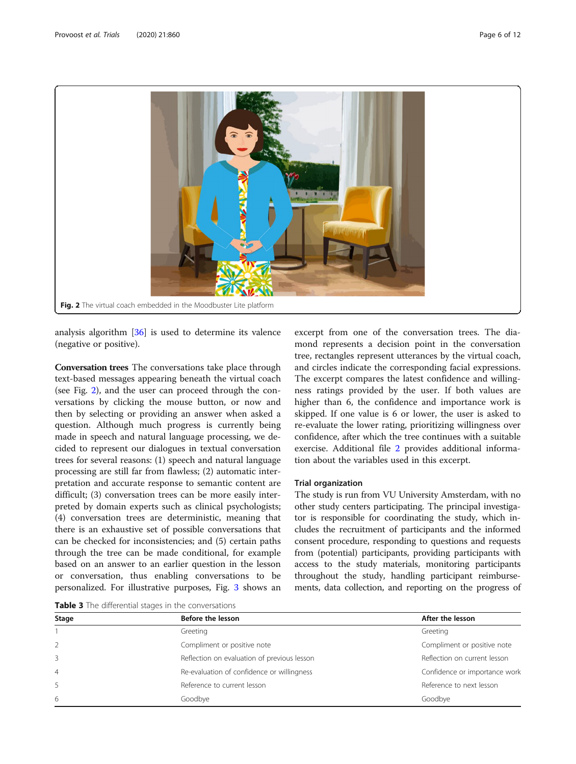Fig. 2 The virtual coach embedded in the Moodbuster Lite platform

analysis algorithm [36] is used to determine its valence (negative or positive).

**Conversation trees** The conversations take place through text-based messages appearing beneath the virtual coach (see Fig. 2), and the user can proceed through the conversations by clicking the mouse button, or now and then by selecting or providing an answer when asked a question. Although much progress is currently being made in speech and natural language processing, we decided to represent our dialogues in textual conversation trees for several reasons: (1) speech and natural language processing are still far from flawless; (2) automatic interpretation and accurate response to semantic content are difficult; (3) conversation trees can be more easily interpreted by domain experts such as clinical psychologists; (4) conversation trees are deterministic, meaning that there is an exhaustive set of possible conversations that can be checked for inconsistencies; and (5) certain paths through the tree can be made conditional, for example based on an answer to an earlier question in the lesson or conversation, thus enabling conversations to be personalized. For illustrative purposes, Fig. 3 shows an excerpt from one of the conversation trees. The diamond represents a decision point in the conversation tree, rectangles represent utterances by the virtual coach, and circles indicate the corresponding facial expressions. The excerpt compares the latest confidence and willingness ratings provided by the user. If both values are higher than 6, the confidence and importance work is skipped. If one value is 6 or lower, the user is asked to re-evaluate the lower rating, prioritizing willingness over confidence, after which the tree continues with a suitable exercise. Additional file 2 provides additional information about the variables used in this excerpt.

### Trial organization

The study is run from VU University Amsterdam, with no other study centers participating. The principal investigator is responsible for coordinating the study, which includes the recruitment of participants and the informed consent procedure, responding to questions and requests from (potential) participants, providing participants with access to the study materials, monitoring participants throughout the study, handling participant reimbursements, data collection, and reporting on the progress of

**Table 3** The differential stages in the conversations

| Stage | Before the lesson | After the lesson |
|---|---|---|
| 1 | Greeting | Greeting |
| 2 | Compliment or positive note | Compliment or positive note |
| 3 | Reflection on evaluation of previous lesson | Reflection on current lesson |
| 4 | Re-evaluation of confidence or willingness | Confidence or importance work |
| 5 | Reference to current lesson | Reference to next lesson |
| 6 | Goodbye | Goodbye |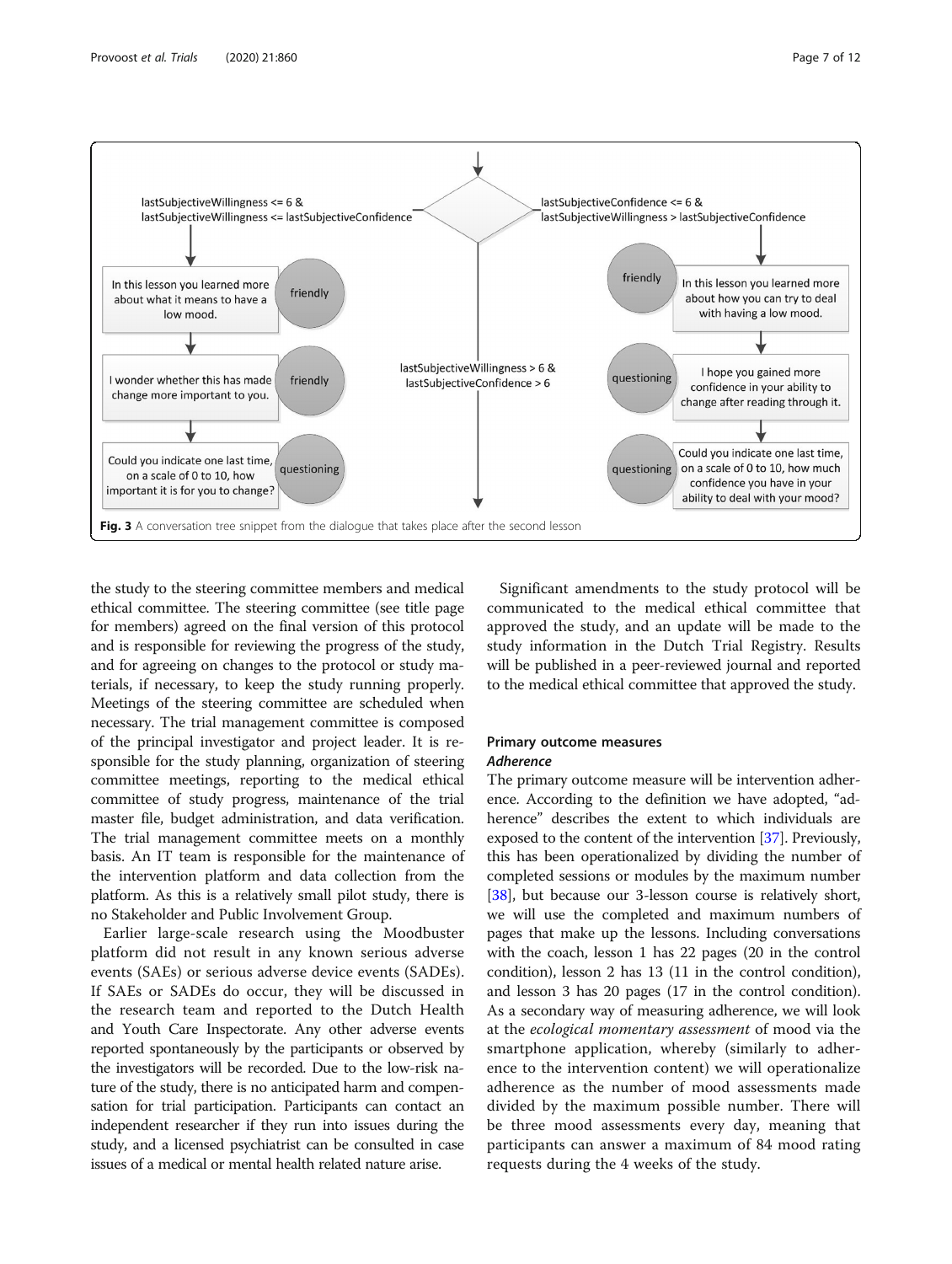**Fig. 3** A conversation tree snippet from the dialogue that takes place after the second lesson

the study to the steering committee members and medical ethical committee. The steering committee (see title page for members) agreed on the final version of this protocol and is responsible for reviewing the progress of the study, and for agreeing on changes to the protocol or study materials, if necessary, to keep the study running properly. Meetings of the steering committee are scheduled when necessary. The trial management committee is composed of the principal investigator and project leader. It is responsible for the study planning, organization of steering committee meetings, reporting to the medical ethical committee of study progress, maintenance of the trial master file, budget administration, and data verification. The trial management committee meets on a monthly basis. An IT team is responsible for the maintenance of the intervention platform and data collection from the platform. As this is a relatively small pilot study, there is no Stakeholder and Public Involvement Group.

Earlier large-scale research using the Moodbuster platform did not result in any known serious adverse events (SAEs) or serious adverse device events (SADEs). If SAEs or SADEs do occur, they will be discussed in the research team and reported to the Dutch Health and Youth Care Inspectorate. Any other adverse events reported spontaneously by the participants or observed by the investigators will be recorded. Due to the low-risk nature of the study, there is no anticipated harm and compensation for trial participation. Participants can contact an independent researcher if they run into issues during the study, and a licensed psychiatrist can be consulted in case issues of a medical or mental health related nature arise.

Significant amendments to the study protocol will be communicated to the medical ethical committee that approved the study, and an update will be made to the study information in the Dutch Trial Registry. Results will be published in a peer-reviewed journal and reported to the medical ethical committee that approved the study.

### Primary outcome measures

#### *Adherence*

The primary outcome measure will be intervention adherence. According to the definition we have adopted, "adherence" describes the extent to which individuals are exposed to the content of the intervention [37]. Previously, this has been operationalized by dividing the number of completed sessions or modules by the maximum number [38], but because our 3-lesson course is relatively short, we will use the completed and maximum numbers of pages that make up the lessons. Including conversations with the coach, lesson 1 has 22 pages (20 in the control condition), lesson 2 has 13 (11 in the control condition), and lesson 3 has 20 pages (17 in the control condition). As a secondary way of measuring adherence, we will look at the *ecological momentary assessment* of mood via the smartphone application, whereby (similarly to adherence to the intervention content) we will operationalize adherence as the number of mood assessments made divided by the maximum possible number. There will be three mood assessments every day, meaning that participants can answer a maximum of 84 mood rating requests during the 4 weeks of the study.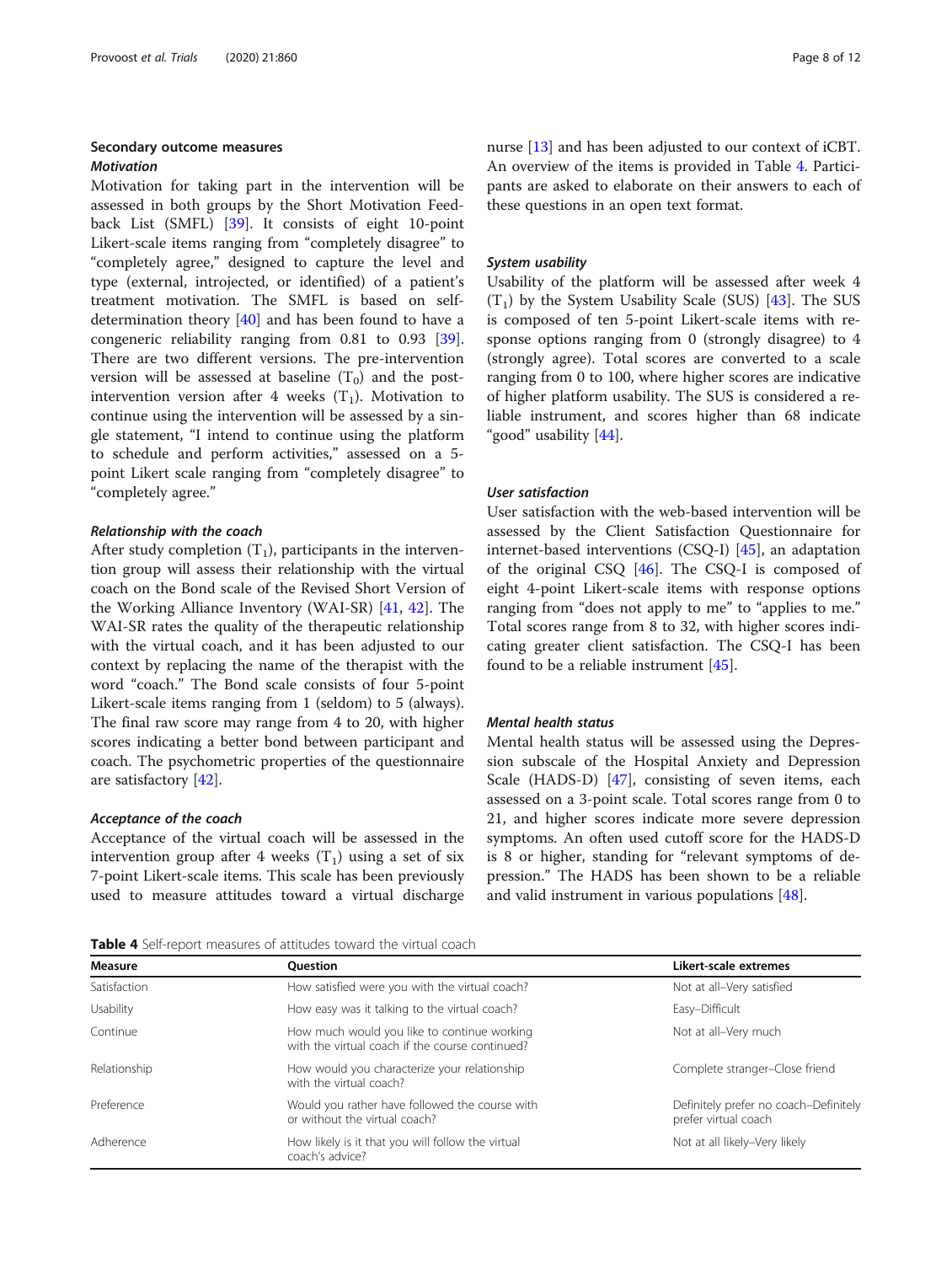## Secondary outcome measures

### *Motivation*

Motivation for taking part in the intervention will be assessed in both groups by the Short Motivation Feedback List (SMFL) [39]. It consists of eight 10-point Likert-scale items ranging from "completely disagree" to "completely agree," designed to capture the level and type (external, introjected, or identified) of a patient's treatment motivation. The SMFL is based on self-determination theory [40] and has been found to have a congeneric reliability ranging from 0.81 to 0.93 [39]. There are two different versions. The pre-intervention version will be assessed at baseline ($T_0$) and the post-intervention version after 4 weeks ($T_1$). Motivation to continue using the intervention will be assessed by a single statement, "I intend to continue using the platform to schedule and perform activities," assessed on a 5-point Likert scale ranging from "completely disagree" to "completely agree."

### *Relationship with the coach*

After study completion ($T_1$), participants in the intervention group will assess their relationship with the virtual coach on the Bond scale of the Revised Short Version of the Working Alliance Inventory (WAI-SR) [41, 42]. The WAI-SR rates the quality of the therapeutic relationship with the virtual coach, and it has been adjusted to our context by replacing the name of the therapist with the word "coach." The Bond scale consists of four 5-point Likert-scale items ranging from 1 (seldom) to 5 (always). The final raw score may range from 4 to 20, with higher scores indicating a better bond between participant and coach. The psychometric properties of the questionnaire are satisfactory [42].

### *Acceptance of the coach*

Acceptance of the virtual coach will be assessed in the intervention group after 4 weeks ($T_1$) using a set of six 7-point Likert-scale items. This scale has been previously used to measure attitudes toward a virtual discharge nurse [13] and has been adjusted to our context of iCBT. An overview of the items is provided in Table 4. Participants are asked to elaborate on their answers to each of these questions in an open text format.

### *System usability*

Usability of the platform will be assessed after week 4 ($T_1$) by the System Usability Scale (SUS) [43]. The SUS is composed of ten 5-point Likert-scale items with response options ranging from 0 (strongly disagree) to 4 (strongly agree). Total scores are converted to a scale ranging from 0 to 100, where higher scores are indicative of higher platform usability. The SUS is considered a reliable instrument, and scores higher than 68 indicate "good" usability [44].

### *User satisfaction*

User satisfaction with the web-based intervention will be assessed by the Client Satisfaction Questionnaire for internet-based interventions (CSQ-I) [45], an adaptation of the original CSQ [46]. The CSQ-I is composed of eight 4-point Likert-scale items with response options ranging from "does not apply to me" to "applies to me." Total scores range from 8 to 32, with higher scores indicating greater client satisfaction. The CSQ-I has been found to be a reliable instrument [45].

### *Mental health status*

Mental health status will be assessed using the Depression subscale of the Hospital Anxiety and Depression Scale (HADS-D) [47], consisting of seven items, each assessed on a 3-point scale. Total scores range from 0 to 21, and higher scores indicate more severe depression symptoms. An often used cutoff score for the HADS-D is 8 or higher, standing for "relevant symptoms of depression." The HADS has been shown to be a reliable and valid instrument in various populations [48].

**Table 4** Self-report measures of attitudes toward the virtual coach

| Measure | Question | Likert-scale extremes |
| --- | --- | --- |
| Satisfaction | How satisfied were you with the virtual coach? | Not at all–Very satisfied |
| Usability | How easy was it talking to the virtual coach? | Easy–Difficult |
| Continue | How much would you like to continue working with the virtual coach if the course continued? | Not at all–Very much |
| Relationship | How would you characterize your relationship with the virtual coach? | Complete stranger–Close friend |
| Preference | Would you rather have followed the course with or without the virtual coach? | Definitely prefer no coach–Definitely prefer virtual coach |
| Adherence | How likely is it that you will follow the virtual coach's advice? | Not at all likely–Very likely |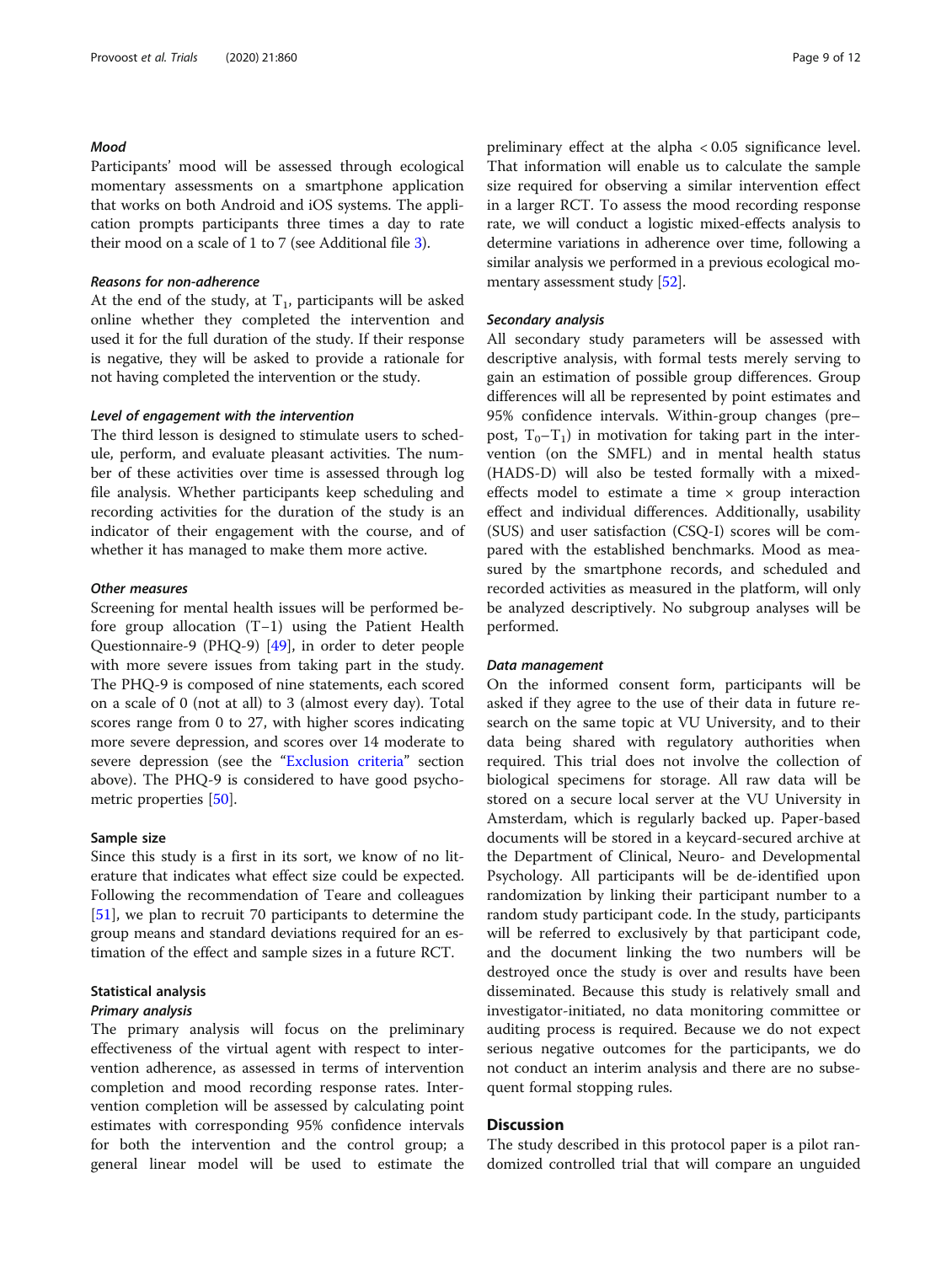#### *Mood*

Participants' mood will be assessed through ecological momentary assessments on a smartphone application that works on both Android and iOS systems. The application prompts participants three times a day to rate their mood on a scale of 1 to 7 (see Additional file 3).

#### *Reasons for non-adherence*

At the end of the study, at $T_1$, participants will be asked online whether they completed the intervention and used it for the full duration of the study. If their response is negative, they will be asked to provide a rationale for not having completed the intervention or the study.

#### *Level of engagement with the intervention*

The third lesson is designed to stimulate users to schedule, perform, and evaluate pleasant activities. The number of these activities over time is assessed through log file analysis. Whether participants keep scheduling and recording activities for the duration of the study is an indicator of their engagement with the course, and of whether it has managed to make them more active.

#### *Other measures*

Screening for mental health issues will be performed before group allocation (T−1) using the Patient Health Questionnaire-9 (PHQ-9) [49], in order to deter people with more severe issues from taking part in the study. The PHQ-9 is composed of nine statements, each scored on a scale of 0 (not at all) to 3 (almost every day). Total scores range from 0 to 27, with higher scores indicating more severe depression, and scores over 14 moderate to severe depression (see the "Exclusion criteria" section above). The PHQ-9 is considered to have good psychometric properties [50].

### Sample size

Since this study is a first in its sort, we know of no literature that indicates what effect size could be expected. Following the recommendation of Teare and colleagues [51], we plan to recruit 70 participants to determine the group means and standard deviations required for an estimation of the effect and sample sizes in a future RCT.

### Statistical analysis

#### *Primary analysis*

The primary analysis will focus on the preliminary effectiveness of the virtual agent with respect to intervention adherence, as assessed in terms of intervention completion and mood recording response rates. Intervention completion will be assessed by calculating point estimates with corresponding 95% confidence intervals for both the intervention and the control group; a general linear model will be used to estimate the preliminary effect at the alpha $< 0.05$ significance level. That information will enable us to calculate the sample size required for observing a similar intervention effect in a larger RCT. To assess the mood recording response rate, we will conduct a logistic mixed-effects analysis to determine variations in adherence over time, following a similar analysis we performed in a previous ecological momentary assessment study [52].

#### *Secondary analysis*

All secondary study parameters will be assessed with descriptive analysis, with formal tests merely serving to gain an estimation of possible group differences. Group differences will all be represented by point estimates and 95% confidence intervals. Within-group changes (pre–post, $T_0$–$T_1$) in motivation for taking part in the intervention (on the SMFL) and in mental health status (HADS-D) will also be tested formally with a mixed-effects model to estimate a time × group interaction effect and individual differences. Additionally, usability (SUS) and user satisfaction (CSQ-I) scores will be compared with the established benchmarks. Mood as measured by the smartphone records, and scheduled and recorded activities as measured in the platform, will only be analyzed descriptively. No subgroup analyses will be performed.

#### *Data management*

On the informed consent form, participants will be asked if they agree to the use of their data in future research on the same topic at VU University, and to their data being shared with regulatory authorities when required. This trial does not involve the collection of biological specimens for storage. All raw data will be stored on a secure local server at the VU University in Amsterdam, which is regularly backed up. Paper-based documents will be stored in a keycard-secured archive at the Department of Clinical, Neuro- and Developmental Psychology. All participants will be de-identified upon randomization by linking their participant number to a random study participant code. In the study, participants will be referred to exclusively by that participant code, and the document linking the two numbers will be destroyed once the study is over and results have been disseminated. Because this study is relatively small and investigator-initiated, no data monitoring committee or auditing process is required. Because we do not expect serious negative outcomes for the participants, we do not conduct an interim analysis and there are no subsequent formal stopping rules.

## Discussion

The study described in this protocol paper is a pilot randomized controlled trial that will compare an unguided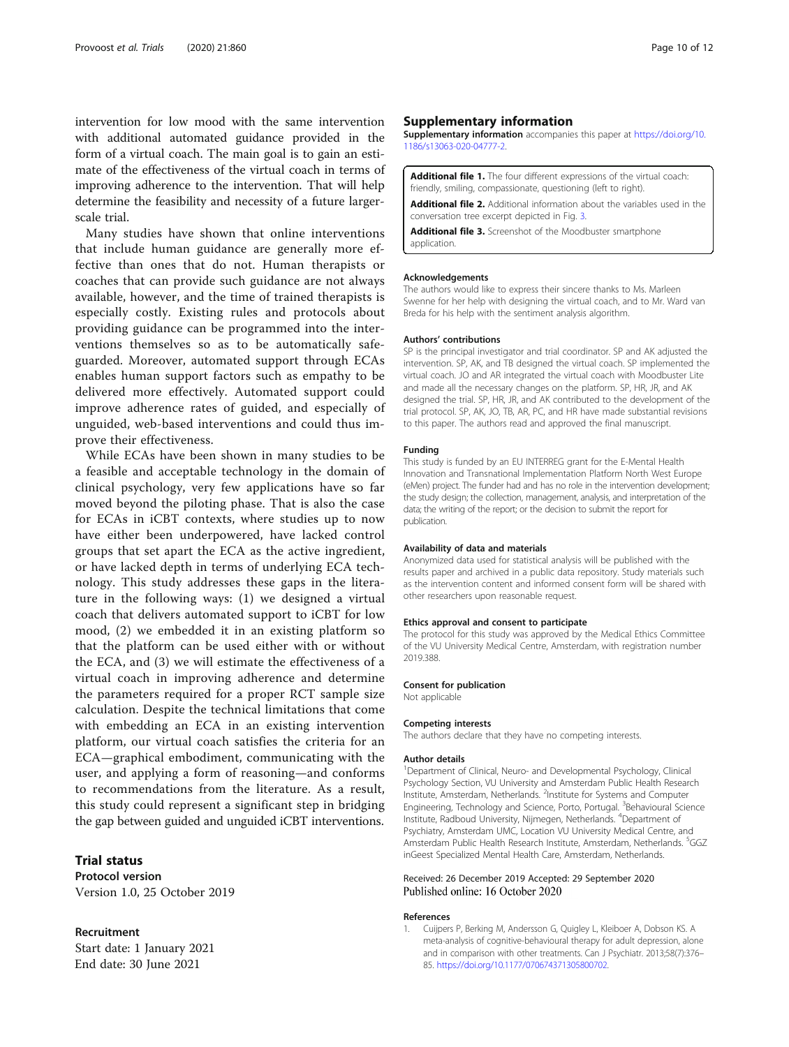intervention for low mood with the same intervention with additional automated guidance provided in the form of a virtual coach. The main goal is to gain an estimate of the effectiveness of the virtual coach in terms of improving adherence to the intervention. That will help determine the feasibility and necessity of a future larger-scale trial.

Many studies have shown that online interventions that include human guidance are generally more effective than ones that do not. Human therapists or coaches that can provide such guidance are not always available, however, and the time of trained therapists is especially costly. Existing rules and protocols about providing guidance can be programmed into the interventions themselves so as to be automatically safeguarded. Moreover, automated support through ECAs enables human support factors such as empathy to be delivered more effectively. Automated support could improve adherence rates of guided, and especially of unguided, web-based interventions and could thus improve their effectiveness.

While ECAs have been shown in many studies to be a feasible and acceptable technology in the domain of clinical psychology, very few applications have so far moved beyond the piloting phase. That is also the case for ECAs in iCBT contexts, where studies up to now have either been underpowered, have lacked control groups that set apart the ECA as the active ingredient, or have lacked depth in terms of underlying ECA technology. This study addresses these gaps in the literature in the following ways: (1) we designed a virtual coach that delivers automated support to iCBT for low mood, (2) we embedded it in an existing platform so that the platform can be used either with or without the ECA, and (3) we will estimate the effectiveness of a virtual coach in improving adherence and determine the parameters required for a proper RCT sample size calculation. Despite the technical limitations that come with embedding an ECA in an existing intervention platform, our virtual coach satisfies the criteria for an ECA—graphical embodiment, communicating with the user, and applying a form of reasoning—and conforms to recommendations from the literature. As a result, this study could represent a significant step in bridging the gap between guided and unguided iCBT interventions.

## Trial status

### Protocol version

Version 1.0, 25 October 2019

### Recruitment

Start date: 1 January 2021
End date: 30 June 2021

## Supplementary information

**Supplementary information** accompanies this paper at https://doi.org/10.1186/s13063-020-04777-2.

**Additional file 1.** The four different expressions of the virtual coach: friendly, smiling, compassionate, questioning (left to right).

**Additional file 2.** Additional information about the variables used in the conversation tree excerpt depicted in Fig. 3.

**Additional file 3.** Screenshot of the Moodbuster smartphone application.

### Acknowledgements

The authors would like to express their sincere thanks to Ms. Marleen Swenne for her help with designing the virtual coach, and to Mr. Ward van Breda for his help with the sentiment analysis algorithm.

### Authors' contributions

SP is the principal investigator and trial coordinator. SP and AK adjusted the intervention. SP, AK, and TB designed the virtual coach. SP implemented the virtual coach. JO and AR integrated the virtual coach with Moodbuster Lite and made all the necessary changes on the platform. SP, HR, JR, and AK designed the trial. SP, HR, JR, and AK contributed to the development of the trial protocol. SP, AK, JO, TB, AR, PC, and HR have made substantial revisions to this paper. The authors read and approved the final manuscript.

### Funding

This study is funded by an EU INTERREG grant for the E-Mental Health Innovation and Transnational Implementation Platform North West Europe (eMen) project. The funder had and has no role in the intervention development; the study design; the collection, management, analysis, and interpretation of the data; the writing of the report; or the decision to submit the report for publication.

### Availability of data and materials

Anonymized data used for statistical analysis will be published with the results paper and archived in a public data repository. Study materials such as the intervention content and informed consent form will be shared with other researchers upon reasonable request.

### Ethics approval and consent to participate

The protocol for this study was approved by the Medical Ethics Committee of the VU University Medical Centre, Amsterdam, with registration number 2019.388.

### Consent for publication

Not applicable

### Competing interests

The authors declare that they have no competing interests.

### Author details

[1]Department of Clinical, Neuro- and Developmental Psychology, Clinical Psychology Section, VU University and Amsterdam Public Health Research Institute, Amsterdam, Netherlands. [2]Institute for Systems and Computer Engineering, Technology and Science, Porto, Portugal. [3]Behavioural Science Institute, Radboud University, Nijmegen, Netherlands. [4]Department of Psychiatry, Amsterdam UMC, Location VU University Medical Centre, and Amsterdam Public Health Research Institute, Amsterdam, Netherlands. [5]GGZ inGeest Specialized Mental Health Care, Amsterdam, Netherlands.

Received: 26 December 2019 Accepted: 29 September 2020
Published online: 16 October 2020

### References

1. Cuijpers P, Berking M, Andersson G, Quigley L, Kleiboer A, Dobson KS. A meta-analysis of cognitive-behavioural therapy for adult depression, alone and in comparison with other treatments. Can J Psychiatr. 2013;58(7):376–85. https://doi.org/10.1177/070674371305800702.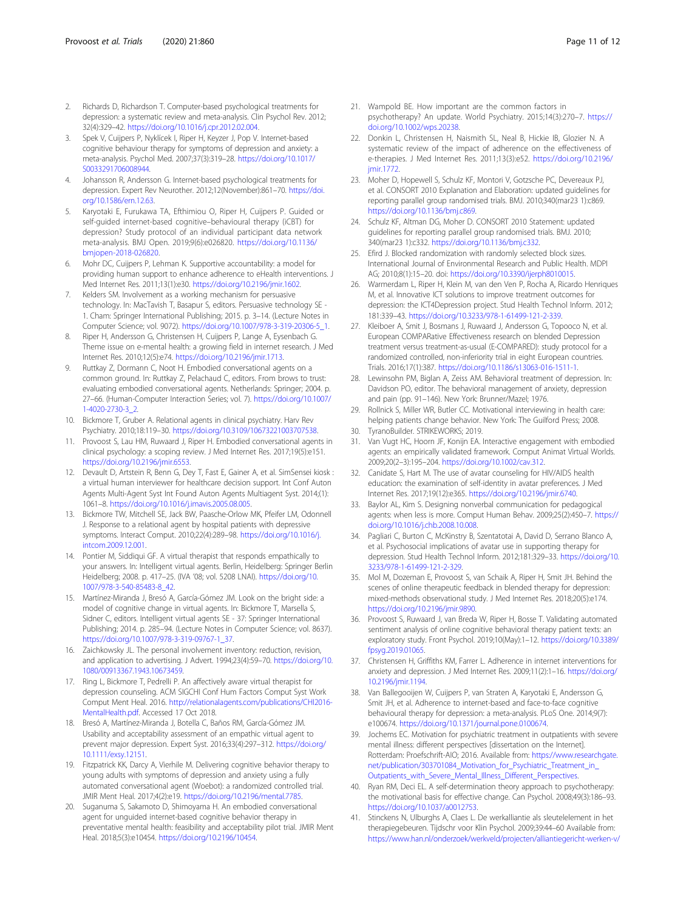2. Richards D, Richardson T. Computer-based psychological treatments for depression: a systematic review and meta-analysis. Clin Psychol Rev. 2012; 32(4):329–42. https://doi.org/10.1016/j.cpr.2012.02.004.
3. Spek V, Cuijpers P, Nyklícek I, Riper H, Keyzer J, Pop V. Internet-based cognitive behaviour therapy for symptoms of depression and anxiety: a meta-analysis. Psychol Med. 2007;37(3):319–28. https://doi.org/10.1017/S0033291706008944.
4. Johansson R, Andersson G. Internet-based psychological treatments for depression. Expert Rev Neurother. 2012;12(November):861–70. https://doi.org/10.1586/ern.12.63.
5. Karyotaki E, Furukawa TA, Efthimiou O, Riper H, Cuijpers P. Guided or self-guided internet-based cognitive–behavioural therapy (iCBT) for depression? Study protocol of an individual participant data network meta-analysis. BMJ Open. 2019;9(6):e026820. https://doi.org/10.1136/bmjopen-2018-026820.
6. Mohr DC, Cuijpers P, Lehman K. Supportive accountability: a model for providing human support to enhance adherence to eHealth interventions. J Med Internet Res. 2011;13(1):e30. https://doi.org/10.2196/jmir.1602.
7. Kelders SM. Involvement as a working mechanism for persuasive technology. In: MacTavish T, Basapur S, editors. Persuasive technology SE - 1. Cham: Springer International Publishing; 2015. p. 3–14. (Lecture Notes in Computer Science; vol. 9072). https://doi.org/10.1007/978-3-319-20306-5_1.
8. Riper H, Andersson G, Christensen H, Cuijpers P, Lange A, Eysenbach G. Theme issue on e-mental health: a growing field in internet research. J Med Internet Res. 2010;12(5):e74. https://doi.org/10.2196/jmir.1713.
9. Ruttkay Z, Dormann C, Noot H. Embodied conversational agents on a common ground. In: Ruttkay Z, Pelachaud C, editors. From brows to trust: evaluating embodied conversational agents. Netherlands: Springer; 2004. p. 27–66. (Human-Computer Interaction Series; vol. 7). https://doi.org/10.1007/1-4020-2730-3_2.
10. Bickmore T, Gruber A. Relational agents in clinical psychiatry. Harv Rev Psychiatry. 2010;18:119–30. https://doi.org/10.3109/10673221003707538.
11. Provoost S, Lau HM, Ruwaard J, Riper H. Embodied conversational agents in clinical psychology: a scoping review. J Med Internet Res. 2017;19(5):e151. https://doi.org/10.2196/jmir.6553.
12. Devault D, Artstein R, Benn G, Dey T, Fast E, Gainer A, et al. SimSensei kiosk : a virtual human interviewer for healthcare decision support. Int Conf Auton Agents Multi-Agent Syst Int Found Auton Agents Multiagent Syst. 2014;(1): 1061–8. https://doi.org/10.1016/j.imavis.2005.08.005.
13. Bickmore TW, Mitchell SE, Jack BW, Paasche-Orlow MK, Pfeifer LM, Odonnell J. Response to a relational agent by hospital patients with depressive symptoms. Interact Comput. 2010;22(4):289–98. https://doi.org/10.1016/j.intcom.2009.12.001.
14. Pontier M, Siddiqui GF. A virtual therapist that responds empathically to your answers. In: Intelligent virtual agents. Berlin, Heidelberg: Springer Berlin Heidelberg; 2008. p. 417–25. (IVA '08; vol. 5208 LNAI). https://doi.org/10.1007/978-3-540-85483-8_42.
15. Martínez-Miranda J, Bresó A, García-Gómez JM. Look on the bright side: a model of cognitive change in virtual agents. In: Bickmore T, Marsella S, Sidner C, editors. Intelligent virtual agents SE - 37: Springer International Publishing; 2014. p. 285–94. (Lecture Notes in Computer Science; vol. 8637). https://doi.org/10.1007/978-3-319-09767-1_37.
16. Zaichkowsky JL. The personal involvement inventory: reduction, revision, and application to advertising. J Advert. 1994;23(4):59–70. https://doi.org/10.1080/00913367.1943.10673459.
17. Ring L, Bickmore T, Pedrelli P. An affectively aware virtual therapist for depression counseling. ACM SIGCHI Conf Hum Factors Comput Syst Work Comput Ment Heal. 2016. http://relationalagents.com/publications/CHI2016-MentalHealth.pdf. Accessed 17 Oct 2018.
18. Bresó A, Martínez-Miranda J, Botella C, Baños RM, García-Gómez JM. Usability and acceptability assessment of an empathic virtual agent to prevent major depression. Expert Syst. 2016;33(4):297–312. https://doi.org/10.1111/exsy.12151.
19. Fitzpatrick KK, Darcy A, Vierhile M. Delivering cognitive behavior therapy to young adults with symptoms of depression and anxiety using a fully automated conversational agent (Woebot): a randomized controlled trial. JMIR Ment Heal. 2017;4(2):e19. https://doi.org/10.2196/mental.7785.
20. Suganuma S, Sakamoto D, Shimoyama H. An embodied conversational agent for unguided internet-based cognitive behavior therapy in preventative mental health: feasibility and acceptability pilot trial. JMIR Ment Heal. 2018;5(3):e10454. https://doi.org/10.2196/10454.
21. Wampold BE. How important are the common factors in psychotherapy? An update. World Psychiatry. 2015;14(3):270–7. https://doi.org/10.1002/wps.20238.
22. Donkin L, Christensen H, Naismith SL, Neal B, Hickie IB, Glozier N. A systematic review of the impact of adherence on the effectiveness of e-therapies. J Med Internet Res. 2011;13(3):e52. https://doi.org/10.2196/jmir.1772.
23. Moher D, Hopewell S, Schulz KF, Montori V, Gotzsche PC, Devereaux PJ, et al. CONSORT 2010 Explanation and Elaboration: updated guidelines for reporting parallel group randomised trials. BMJ. 2010;340(mar23 1):c869. https://doi.org/10.1136/bmj.c869.
24. Schulz KF, Altman DG, Moher D. CONSORT 2010 Statement: updated guidelines for reporting parallel group randomised trials. BMJ. 2010; 340(mar23 1):c332. https://doi.org/10.1136/bmj.c332.
25. Efird J. Blocked randomization with randomly selected block sizes. International Journal of Environmental Research and Public Health. MDPI AG; 2010;8(1):15–20. doi: https://doi.org/10.3390/ijerph8010015.
26. Warmerdam L, Riper H, Klein M, van den Ven P, Rocha A, Ricardo Henriques M, et al. Innovative ICT solutions to improve treatment outcomes for depression: the ICT4Depression project. Stud Health Technol Inform. 2012; 181:339–43. https://doi.org/10.3233/978-1-61499-121-2-339.
27. Kleiboer A, Smit J, Bosmans J, Ruwaard J, Andersson G, Topooco N, et al. European COMPARative Effectiveness research on blended Depression treatment versus treatment-as-usual (E-COMPARED): study protocol for a randomized controlled, non-inferiority trial in eight European countries. Trials. 2016;17(1):387. https://doi.org/10.1186/s13063-016-1511-1.
28. Lewinsohn PM, Biglan A, Zeiss AM. Behavioral treatment of depression. In: Davidson PO, editor. The behavioral management of anxiety, depression and pain (pp. 91–146). New York: Brunner/Mazel; 1976.
29. Rollnick S, Miller WR, Butler CC. Motivational interviewing in health care: helping patients change behavior. New York: The Guilford Press; 2008.
30. TyranoBuilder. STRIKEWORKS; 2019.
31. Van Vugt HC, Hoorn JF, Konijn EA. Interactive engagement with embodied agents: an empirically validated framework. Comput Animat Virtual Worlds. 2009;20(2–3):195–204. https://doi.org/10.1002/cav.312.
32. Canidate S, Hart M. The use of avatar counseling for HIV/AIDS health education: the examination of self-identity in avatar preferences. J Med Internet Res. 2017;19(12):e365. https://doi.org/10.2196/jmir.6740.
33. Baylor AL, Kim S. Designing nonverbal communication for pedagogical agents: when less is more. Comput Human Behav. 2009;25(2):450–7. https://doi.org/10.1016/j.chb.2008.10.008.
34. Pagliari C, Burton C, McKinstry B, Szentatotai A, David D, Serrano Blanco A, et al. Psychosocial implications of avatar use in supporting therapy for depression. Stud Health Technol Inform. 2012;181:329–33. https://doi.org/10.3233/978-1-61499-121-2-329.
35. Mol M, Dozeman E, Provoost S, van Schaik A, Riper H, Smit JH. Behind the scenes of online therapeutic feedback in blended therapy for depression: mixed-methods observational study. J Med Internet Res. 2018;20(5):e174. https://doi.org/10.2196/jmir.9890.
36. Provoost S, Ruwaard J, van Breda W, Riper H, Bosse T. Validating automated sentiment analysis of online cognitive behavioral therapy patient texts: an exploratory study. Front Psychol. 2019;10(May):1–12. https://doi.org/10.3389/fpsyg.2019.01065.
37. Christensen H, Griffiths KM, Farrer L. Adherence in internet interventions for anxiety and depression. J Med Internet Res. 2009;11(2):1–16. https://doi.org/10.2196/jmir.1194.
38. Van Ballegooijen W, Cuijpers P, van Straten A, Karyotaki E, Andersson G, Smit JH, et al. Adherence to internet-based and face-to-face cognitive behavioural therapy for depression: a meta-analysis. PLoS One. 2014;9(7): e100674. https://doi.org/10.1371/journal.pone.0100674.
39. Jochems EC. Motivation for psychiatric treatment in outpatients with severe mental illness: different perspectives [dissertation on the Internet]. Rotterdam: Proefschrift-AIO; 2016. Available from: https://www.researchgate.net/publication/303701084_Motivation_for_Psychiatric_Treatment_in_Outpatients_with_Severe_Mental_Illness_Different_Perspectives.
40. Ryan RM, Deci EL. A self-determination theory approach to psychotherapy: the motivational basis for effective change. Can Psychol. 2008;49(3):186–93. https://doi.org/10.1037/a0012753.
41. Stinckens N, Ulburghs A, Claes L. De werkalliantie als sleutelelement in het therapiegebeuren. Tijdschr voor Klin Psychol. 2009;39:44–60 Available from: https://www.han.nl/onderzoek/werkveld/projecten/alliantiegericht-werken-v/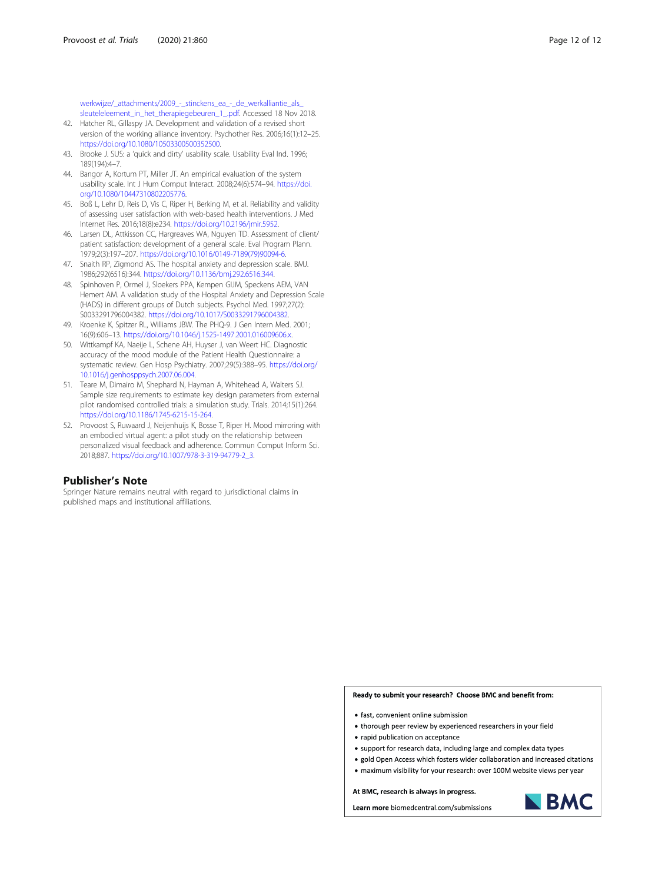werkwijze/_attachments/2009_-_stinckens_ea_-_de_werkalliantie_als_sleutelelement_in_het_therapiegebeuren_1_.pdf. Accessed 18 Nov 2018.

42. Hatcher RL, Gillaspy JA. Development and validation of a revised short version of the working alliance inventory. Psychother Res. 2006;16(1):12–25. https://doi.org/10.1080/10503300500352500.
43. Brooke J. SUS: a 'quick and dirty' usability scale. Usability Eval Ind. 1996; 189(194):4–7.
44. Bangor A, Kortum PT, Miller JT. An empirical evaluation of the system usability scale. Int J Hum Comput Interact. 2008;24(6):574–94. https://doi.org/10.1080/10447310802205776.
45. Boß L, Lehr D, Reis D, Vis C, Riper H, Berking M, et al. Reliability and validity of assessing user satisfaction with web-based health interventions. J Med Internet Res. 2016;18(8):e234. https://doi.org/10.2196/jmir.5952.
46. Larsen DL, Attkisson CC, Hargreaves WA, Nguyen TD. Assessment of client/patient satisfaction: development of a general scale. Eval Program Plann. 1979;2(3):197–207. https://doi.org/10.1016/0149-7189(79)90094-6.
47. Snaith RP, Zigmond AS. The hospital anxiety and depression scale. BMJ. 1986;292(6516):344. https://doi.org/10.1136/bmj.292.6516.344.
48. Spinhoven P, Ormel J, Sloekers PPA, Kempen GIJM, Speckens AEM, VAN Hemert AM. A validation study of the Hospital Anxiety and Depression Scale (HADS) in different groups of Dutch subjects. Psychol Med. 1997;27(2): S0033291796004382. https://doi.org/10.1017/S0033291796004382.
49. Kroenke K, Spitzer RL, Williams JBW. The PHQ-9. J Gen Intern Med. 2001; 16(9):606–13. https://doi.org/10.1046/j.1525-1497.2001.016009606.x.
50. Wittkampf KA, Naeije L, Schene AH, Huyser J, van Weert HC. Diagnostic accuracy of the mood module of the Patient Health Questionnaire: a systematic review. Gen Hosp Psychiatry. 2007;29(5):388–95. https://doi.org/10.1016/j.genhosppsych.2007.06.004.
51. Teare M, Dimairo M, Shephard N, Hayman A, Whitehead A, Walters SJ. Sample size requirements to estimate key design parameters from external pilot randomised controlled trials: a simulation study. Trials. 2014;15(1):264. https://doi.org/10.1186/1745-6215-15-264.
52. Provoost S, Ruwaard J, Neijenhuijs K, Bosse T, Riper H. Mood mirroring with an embodied virtual agent: a pilot study on the relationship between personalized visual feedback and adherence. Commun Comput Inform Sci. 2018;887. https://doi.org/10.1007/978-3-319-94779-2_3.

## Publisher's Note

Springer Nature remains neutral with regard to jurisdictional claims in published maps and institutional affiliations.

**Ready to submit your research? Choose BMC and benefit from:**

- fast, convenient online submission
- thorough peer review by experienced researchers in your field
- rapid publication on acceptance
- support for research data, including large and complex data types
- gold Open Access which fosters wider collaboration and increased citations
- maximum visibility for your research: over 100M website views per year

**At BMC, research is always in progress.**

**Learn more** biomedcentral.com/submissions

BMC